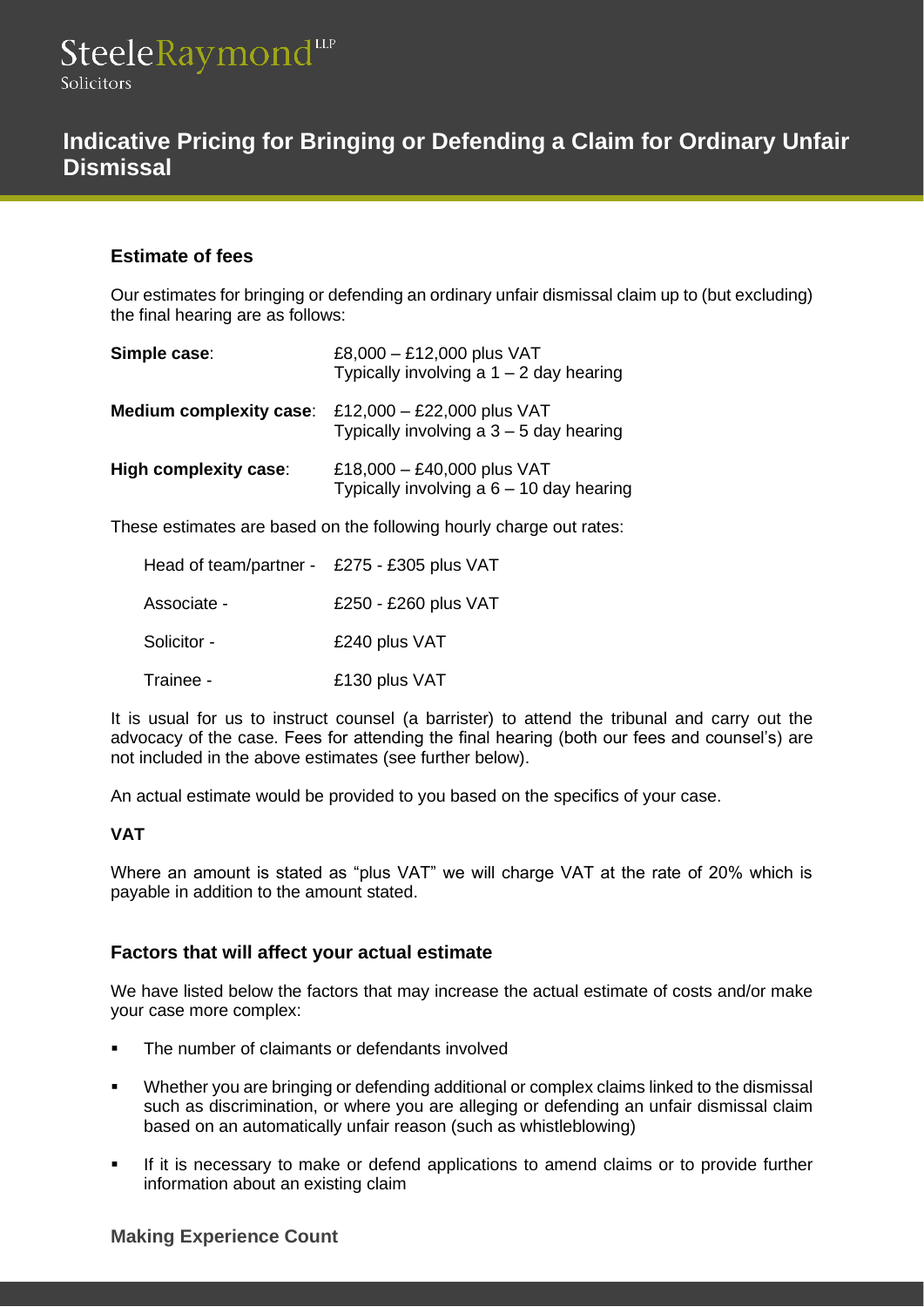SteeleRaymond[LLP]
Solicitors

# Indicative Pricing for Bringing or Defending a Claim for Ordinary Unfair Dismissal

## Estimate of fees

Our estimates for bringing or defending an ordinary unfair dismissal claim up to (but excluding) the final hearing are as follows:

| | |
|---|---|
| **Simple case**: | £8,000 – £12,000 plus VAT<br>Typically involving a 1 – 2 day hearing |
| **Medium complexity case**: | £12,000 – £22,000 plus VAT<br>Typically involving a 3 – 5 day hearing |
| **High complexity case**: | £18,000 – £40,000 plus VAT<br>Typically involving a 6 – 10 day hearing |

These estimates are based on the following hourly charge out rates:

| | |
|---|---|
| Head of team/partner - | £275 - £305 plus VAT |
| Associate - | £250 - £260 plus VAT |
| Solicitor - | £240 plus VAT |
| Trainee - | £130 plus VAT |

It is usual for us to instruct counsel (a barrister) to attend the tribunal and carry out the advocacy of the case. Fees for attending the final hearing (both our fees and counsel's) are not included in the above estimates (see further below).

An actual estimate would be provided to you based on the specifics of your case.

### VAT

Where an amount is stated as "plus VAT" we will charge VAT at the rate of 20% which is payable in addition to the amount stated.

## Factors that will affect your actual estimate

We have listed below the factors that may increase the actual estimate of costs and/or make your case more complex:

- The number of claimants or defendants involved
- Whether you are bringing or defending additional or complex claims linked to the dismissal such as discrimination, or where you are alleging or defending an unfair dismissal claim based on an automatically unfair reason (such as whistleblowing)
- If it is necessary to make or defend applications to amend claims or to provide further information about an existing claim

**Making Experience Count**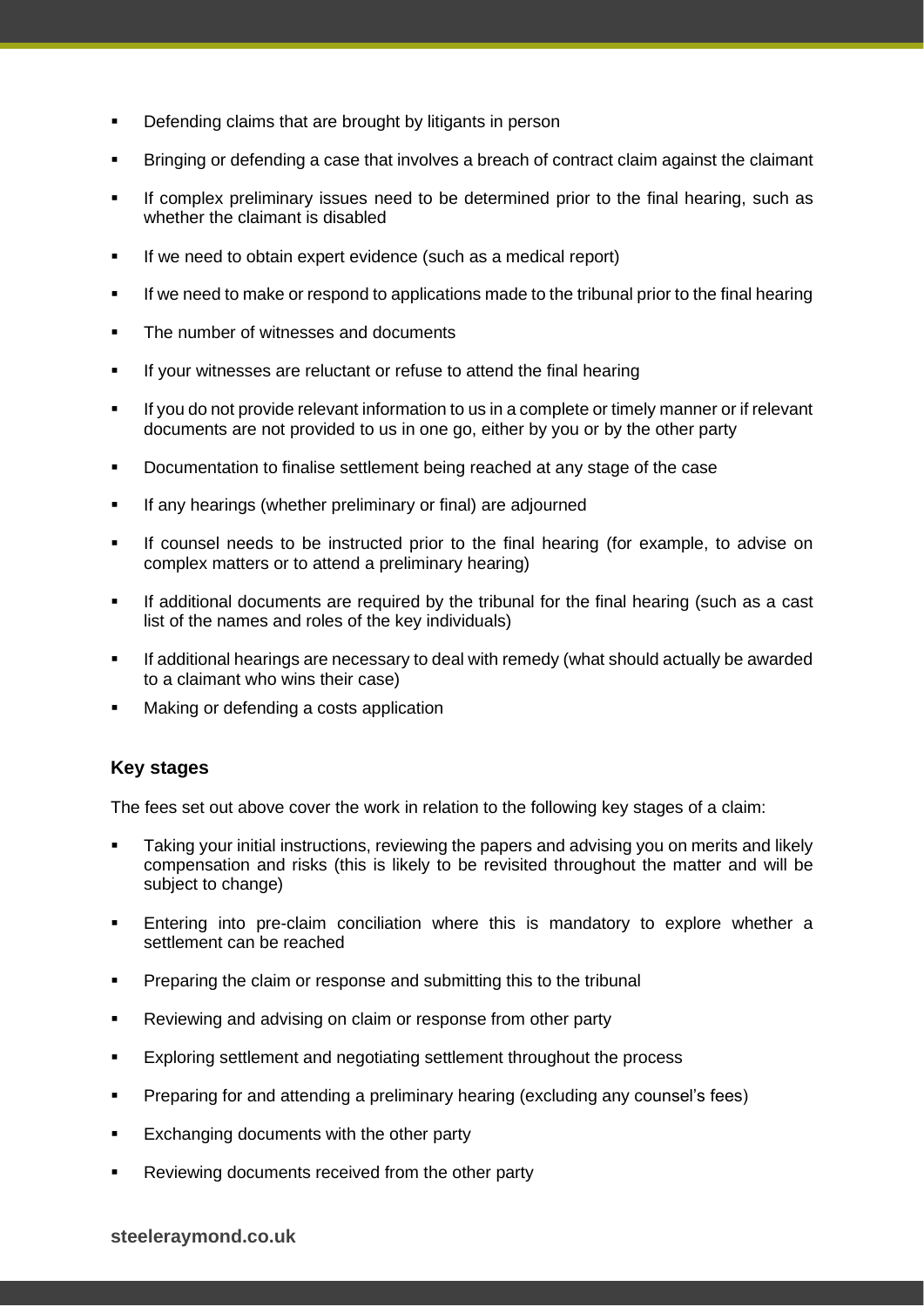- Defending claims that are brought by litigants in person
- Bringing or defending a case that involves a breach of contract claim against the claimant
- If complex preliminary issues need to be determined prior to the final hearing, such as whether the claimant is disabled
- If we need to obtain expert evidence (such as a medical report)
- If we need to make or respond to applications made to the tribunal prior to the final hearing
- The number of witnesses and documents
- If your witnesses are reluctant or refuse to attend the final hearing
- If you do not provide relevant information to us in a complete or timely manner or if relevant documents are not provided to us in one go, either by you or by the other party
- Documentation to finalise settlement being reached at any stage of the case
- If any hearings (whether preliminary or final) are adjourned
- If counsel needs to be instructed prior to the final hearing (for example, to advise on complex matters or to attend a preliminary hearing)
- If additional documents are required by the tribunal for the final hearing (such as a cast list of the names and roles of the key individuals)
- If additional hearings are necessary to deal with remedy (what should actually be awarded to a claimant who wins their case)
- Making or defending a costs application

### Key stages

The fees set out above cover the work in relation to the following key stages of a claim:

- Taking your initial instructions, reviewing the papers and advising you on merits and likely compensation and risks (this is likely to be revisited throughout the matter and will be subject to change)
- Entering into pre-claim conciliation where this is mandatory to explore whether a settlement can be reached
- Preparing the claim or response and submitting this to the tribunal
- Reviewing and advising on claim or response from other party
- Exploring settlement and negotiating settlement throughout the process
- Preparing for and attending a preliminary hearing (excluding any counsel's fees)
- Exchanging documents with the other party
- Reviewing documents received from the other party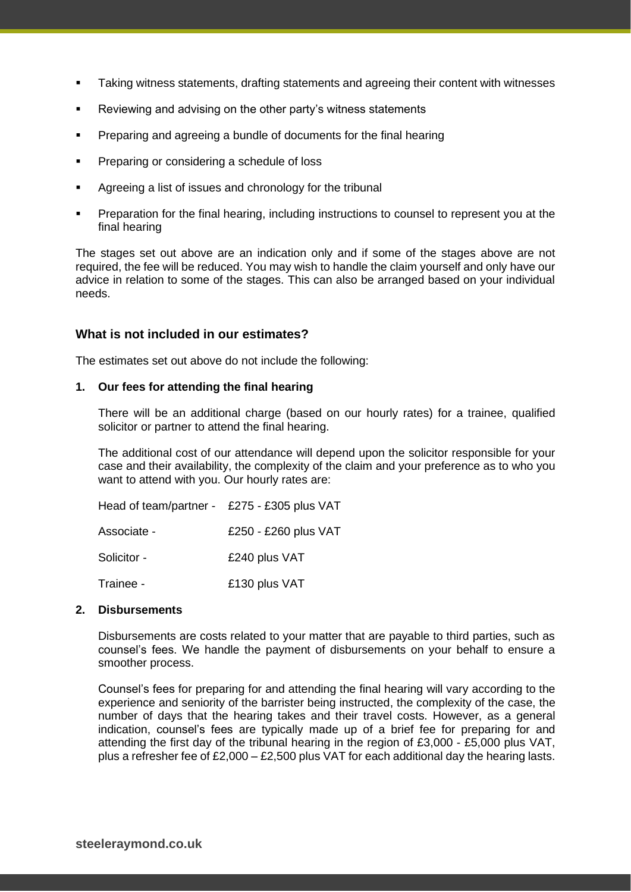- Taking witness statements, drafting statements and agreeing their content with witnesses
- Reviewing and advising on the other party's witness statements
- Preparing and agreeing a bundle of documents for the final hearing
- Preparing or considering a schedule of loss
- Agreeing a list of issues and chronology for the tribunal
- Preparation for the final hearing, including instructions to counsel to represent you at the final hearing

The stages set out above are an indication only and if some of the stages above are not required, the fee will be reduced. You may wish to handle the claim yourself and only have our advice in relation to some of the stages. This can also be arranged based on your individual needs.

### What is not included in our estimates?

The estimates set out above do not include the following:

**1. Our fees for attending the final hearing**

There will be an additional charge (based on our hourly rates) for a trainee, qualified solicitor or partner to attend the final hearing.

The additional cost of our attendance will depend upon the solicitor responsible for your case and their availability, the complexity of the claim and your preference as to who you want to attend with you. Our hourly rates are:

| | |
|---|---|
| Head of team/partner - | £275 - £305 plus VAT |
| Associate - | £250 - £260 plus VAT |
| Solicitor - | £240 plus VAT |
| Trainee - | £130 plus VAT |

**2. Disbursements**

Disbursements are costs related to your matter that are payable to third parties, such as counsel's fees. We handle the payment of disbursements on your behalf to ensure a smoother process.

Counsel's fees for preparing for and attending the final hearing will vary according to the experience and seniority of the barrister being instructed, the complexity of the case, the number of days that the hearing takes and their travel costs. However, as a general indication, counsel's fees are typically made up of a brief fee for preparing for and attending the first day of the tribunal hearing in the region of £3,000 - £5,000 plus VAT, plus a refresher fee of £2,000 – £2,500 plus VAT for each additional day the hearing lasts.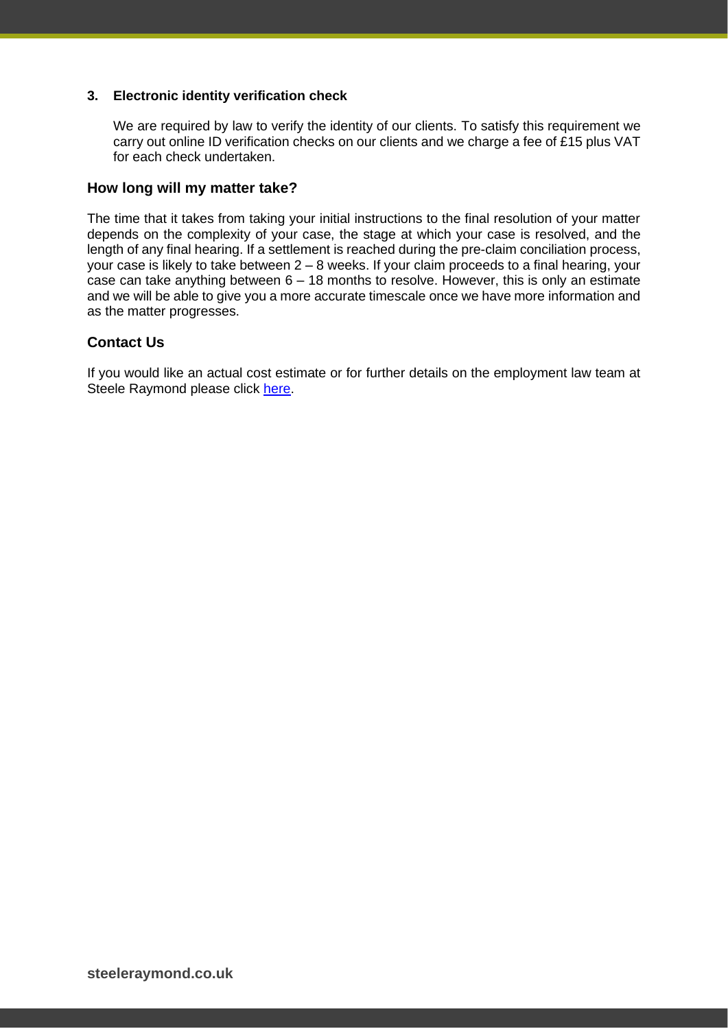### 3. Electronic identity verification check

We are required by law to verify the identity of our clients. To satisfy this requirement we carry out online ID verification checks on our clients and we charge a fee of £15 plus VAT for each check undertaken.

## How long will my matter take?

The time that it takes from taking your initial instructions to the final resolution of your matter depends on the complexity of your case, the stage at which your case is resolved, and the length of any final hearing. If a settlement is reached during the pre-claim conciliation process, your case is likely to take between 2 – 8 weeks. If your claim proceeds to a final hearing, your case can take anything between 6 – 18 months to resolve. However, this is only an estimate and we will be able to give you a more accurate timescale once we have more information and as the matter progresses.

## Contact Us

If you would like an actual cost estimate or for further details on the employment law team at Steele Raymond please click here.